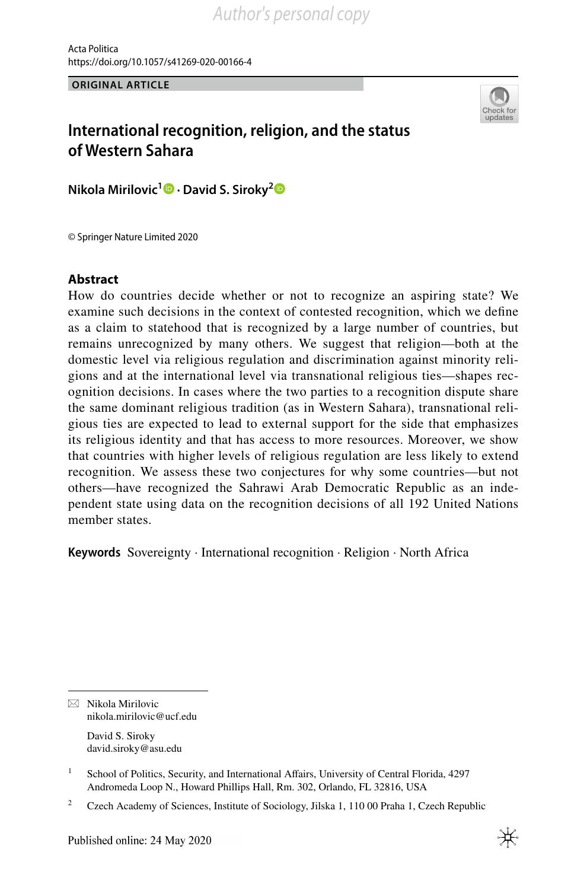Author's personal copy

Acta Politica
https://doi.org/10.1057/s41269-020-00166-4

**ORIGINAL ARTICLE**

# International recognition, religion, and the status of Western Sahara

**Nikola Mirilovic[1] · David S. Siroky[2]**

© Springer Nature Limited 2020

## Abstract

How do countries decide whether or not to recognize an aspiring state? We examine such decisions in the context of contested recognition, which we define as a claim to statehood that is recognized by a large number of countries, but remains unrecognized by many others. We suggest that religion—both at the domestic level via religious regulation and discrimination against minority religions and at the international level via transnational religious ties—shapes recognition decisions. In cases where the two parties to a recognition dispute share the same dominant religious tradition (as in Western Sahara), transnational religious ties are expected to lead to external support for the side that emphasizes its religious identity and that has access to more resources. Moreover, we show that countries with higher levels of religious regulation are less likely to extend recognition. We assess these two conjectures for why some countries—but not others—have recognized the Sahrawi Arab Democratic Republic as an independent state using data on the recognition decisions of all 192 United Nations member states.

**Keywords** Sovereignty · International recognition · Religion · North Africa

---

✉ Nikola Mirilovic
nikola.mirilovic@ucf.edu

David S. Siroky
david.siroky@asu.edu

[1] School of Politics, Security, and International Affairs, University of Central Florida, 4297 Andromeda Loop N., Howard Phillips Hall, Rm. 302, Orlando, FL 32816, USA

[2] Czech Academy of Sciences, Institute of Sociology, Jilska 1, 110 00 Praha 1, Czech Republic

Published online: 24 May 2020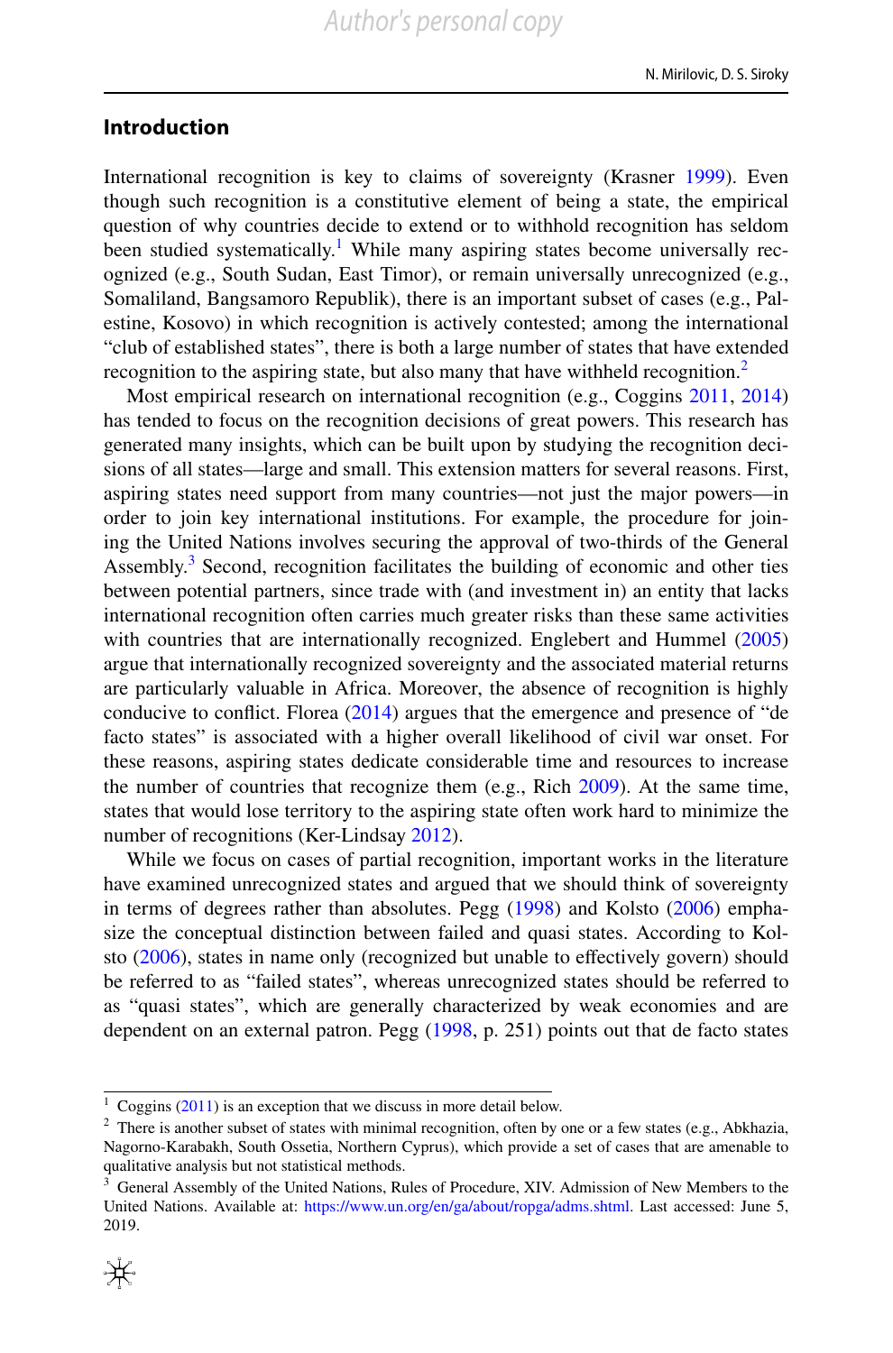## Introduction

International recognition is key to claims of sovereignty (Krasner 1999). Even though such recognition is a constitutive element of being a state, the empirical question of why countries decide to extend or to withhold recognition has seldom been studied systematically.[1] While many aspiring states become universally recognized (e.g., South Sudan, East Timor), or remain universally unrecognized (e.g., Somaliland, Bangsamoro Republik), there is an important subset of cases (e.g., Palestine, Kosovo) in which recognition is actively contested; among the international "club of established states", there is both a large number of states that have extended recognition to the aspiring state, but also many that have withheld recognition.[2]

Most empirical research on international recognition (e.g., Coggins 2011, 2014) has tended to focus on the recognition decisions of great powers. This research has generated many insights, which can be built upon by studying the recognition decisions of all states—large and small. This extension matters for several reasons. First, aspiring states need support from many countries—not just the major powers—in order to join key international institutions. For example, the procedure for joining the United Nations involves securing the approval of two-thirds of the General Assembly.[3] Second, recognition facilitates the building of economic and other ties between potential partners, since trade with (and investment in) an entity that lacks international recognition often carries much greater risks than these same activities with countries that are internationally recognized. Englebert and Hummel (2005) argue that internationally recognized sovereignty and the associated material returns are particularly valuable in Africa. Moreover, the absence of recognition is highly conducive to conflict. Florea (2014) argues that the emergence and presence of "de facto states" is associated with a higher overall likelihood of civil war onset. For these reasons, aspiring states dedicate considerable time and resources to increase the number of countries that recognize them (e.g., Rich 2009). At the same time, states that would lose territory to the aspiring state often work hard to minimize the number of recognitions (Ker-Lindsay 2012).

While we focus on cases of partial recognition, important works in the literature have examined unrecognized states and argued that we should think of sovereignty in terms of degrees rather than absolutes. Pegg (1998) and Kolsto (2006) emphasize the conceptual distinction between failed and quasi states. According to Kolsto (2006), states in name only (recognized but unable to effectively govern) should be referred to as "failed states", whereas unrecognized states should be referred to as "quasi states", which are generally characterized by weak economies and are dependent on an external patron. Pegg (1998, p. 251) points out that de facto states

---

[1] Coggins (2011) is an exception that we discuss in more detail below.

[2] There is another subset of states with minimal recognition, often by one or a few states (e.g., Abkhazia, Nagorno-Karabakh, South Ossetia, Northern Cyprus), which provide a set of cases that are amenable to qualitative analysis but not statistical methods.

[3] General Assembly of the United Nations, Rules of Procedure, XIV. Admission of New Members to the United Nations. Available at: https://www.un.org/en/ga/about/ropga/adms.shtml. Last accessed: June 5, 2019.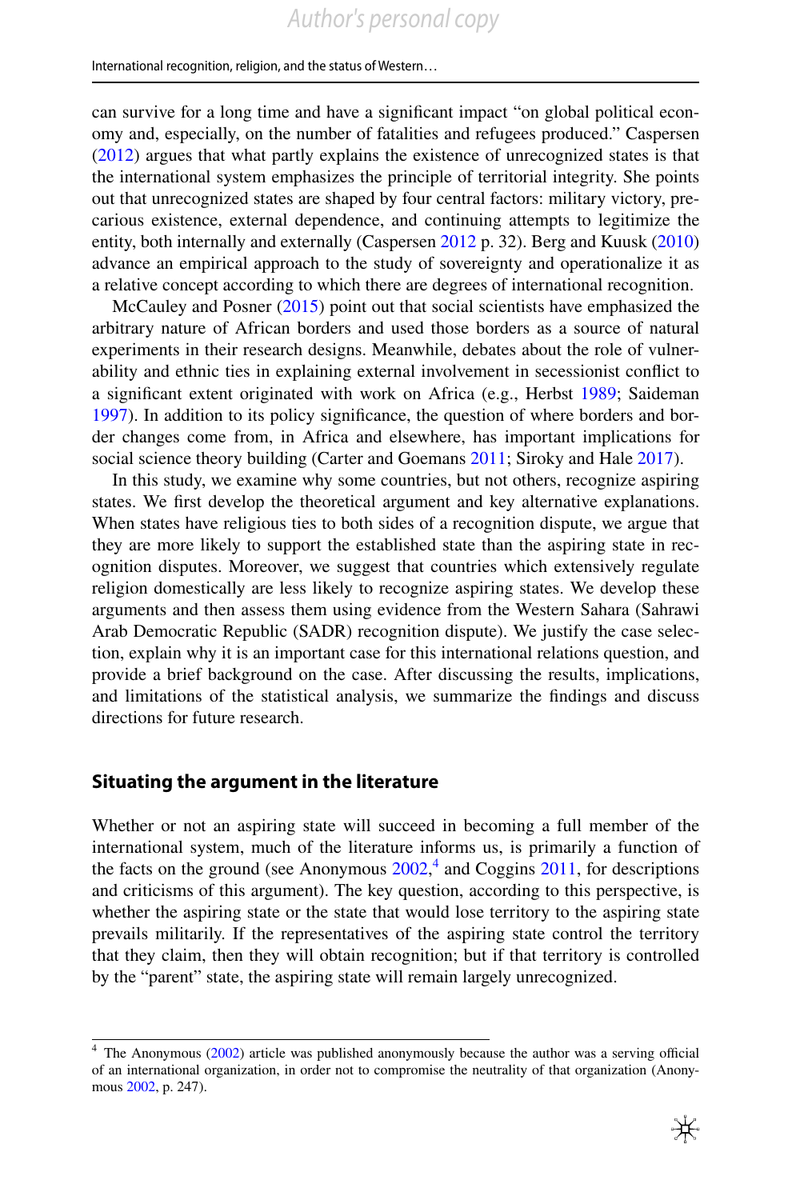can survive for a long time and have a significant impact "on global political economy and, especially, on the number of fatalities and refugees produced." Caspersen (2012) argues that what partly explains the existence of unrecognized states is that the international system emphasizes the principle of territorial integrity. She points out that unrecognized states are shaped by four central factors: military victory, precarious existence, external dependence, and continuing attempts to legitimize the entity, both internally and externally (Caspersen 2012 p. 32). Berg and Kuusk (2010) advance an empirical approach to the study of sovereignty and operationalize it as a relative concept according to which there are degrees of international recognition.

McCauley and Posner (2015) point out that social scientists have emphasized the arbitrary nature of African borders and used those borders as a source of natural experiments in their research designs. Meanwhile, debates about the role of vulnerability and ethnic ties in explaining external involvement in secessionist conflict to a significant extent originated with work on Africa (e.g., Herbst 1989; Saideman 1997). In addition to its policy significance, the question of where borders and border changes come from, in Africa and elsewhere, has important implications for social science theory building (Carter and Goemans 2011; Siroky and Hale 2017).

In this study, we examine why some countries, but not others, recognize aspiring states. We first develop the theoretical argument and key alternative explanations. When states have religious ties to both sides of a recognition dispute, we argue that they are more likely to support the established state than the aspiring state in recognition disputes. Moreover, we suggest that countries which extensively regulate religion domestically are less likely to recognize aspiring states. We develop these arguments and then assess them using evidence from the Western Sahara (Sahrawi Arab Democratic Republic (SADR) recognition dispute). We justify the case selection, explain why it is an important case for this international relations question, and provide a brief background on the case. After discussing the results, implications, and limitations of the statistical analysis, we summarize the findings and discuss directions for future research.

## Situating the argument in the literature

Whether or not an aspiring state will succeed in becoming a full member of the international system, much of the literature informs us, is primarily a function of the facts on the ground (see Anonymous 2002,[4] and Coggins 2011, for descriptions and criticisms of this argument). The key question, according to this perspective, is whether the aspiring state or the state that would lose territory to the aspiring state prevails militarily. If the representatives of the aspiring state control the territory that they claim, then they will obtain recognition; but if that territory is controlled by the "parent" state, the aspiring state will remain largely unrecognized.

[4] The Anonymous (2002) article was published anonymously because the author was a serving official of an international organization, in order not to compromise the neutrality of that organization (Anonymous 2002, p. 247).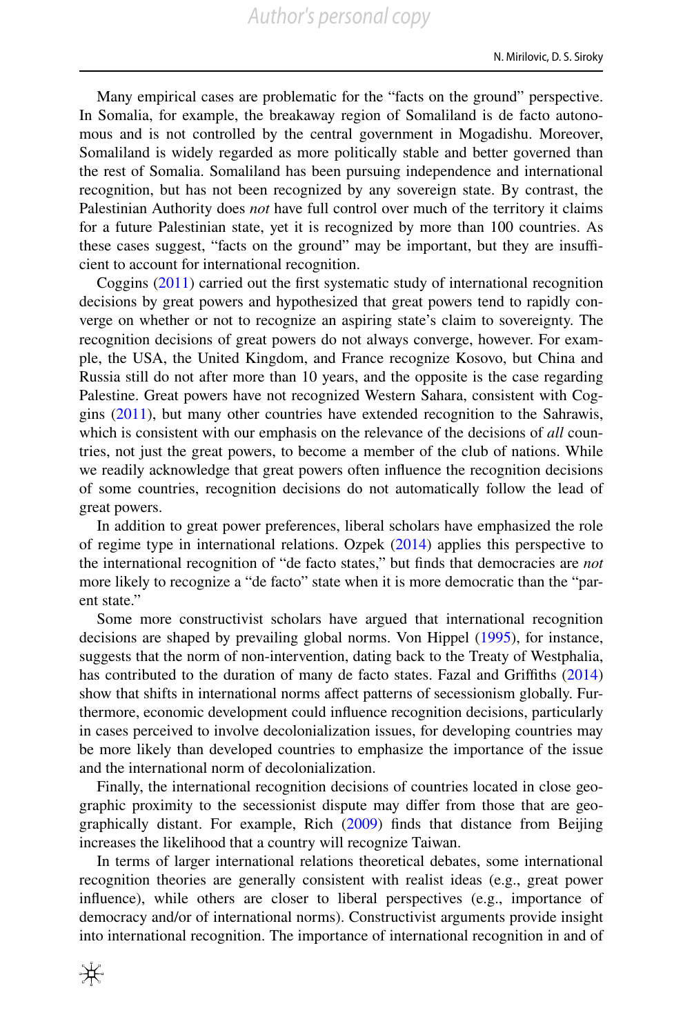Many empirical cases are problematic for the "facts on the ground" perspective. In Somalia, for example, the breakaway region of Somaliland is de facto autonomous and is not controlled by the central government in Mogadishu. Moreover, Somaliland is widely regarded as more politically stable and better governed than the rest of Somalia. Somaliland has been pursuing independence and international recognition, but has not been recognized by any sovereign state. By contrast, the Palestinian Authority does *not* have full control over much of the territory it claims for a future Palestinian state, yet it is recognized by more than 100 countries. As these cases suggest, "facts on the ground" may be important, but they are insufficient to account for international recognition.

Coggins (2011) carried out the first systematic study of international recognition decisions by great powers and hypothesized that great powers tend to rapidly converge on whether or not to recognize an aspiring state's claim to sovereignty. The recognition decisions of great powers do not always converge, however. For example, the USA, the United Kingdom, and France recognize Kosovo, but China and Russia still do not after more than 10 years, and the opposite is the case regarding Palestine. Great powers have not recognized Western Sahara, consistent with Coggins (2011), but many other countries have extended recognition to the Sahrawis, which is consistent with our emphasis on the relevance of the decisions of *all* countries, not just the great powers, to become a member of the club of nations. While we readily acknowledge that great powers often influence the recognition decisions of some countries, recognition decisions do not automatically follow the lead of great powers.

In addition to great power preferences, liberal scholars have emphasized the role of regime type in international relations. Ozpek (2014) applies this perspective to the international recognition of "de facto states," but finds that democracies are *not* more likely to recognize a "de facto" state when it is more democratic than the "parent state."

Some more constructivist scholars have argued that international recognition decisions are shaped by prevailing global norms. Von Hippel (1995), for instance, suggests that the norm of non-intervention, dating back to the Treaty of Westphalia, has contributed to the duration of many de facto states. Fazal and Griffiths (2014) show that shifts in international norms affect patterns of secessionism globally. Furthermore, economic development could influence recognition decisions, particularly in cases perceived to involve decolonialization issues, for developing countries may be more likely than developed countries to emphasize the importance of the issue and the international norm of decolonialization.

Finally, the international recognition decisions of countries located in close geographic proximity to the secessionist dispute may differ from those that are geographically distant. For example, Rich (2009) finds that distance from Beijing increases the likelihood that a country will recognize Taiwan.

In terms of larger international relations theoretical debates, some international recognition theories are generally consistent with realist ideas (e.g., great power influence), while others are closer to liberal perspectives (e.g., importance of democracy and/or of international norms). Constructivist arguments provide insight into international recognition. The importance of international recognition in and of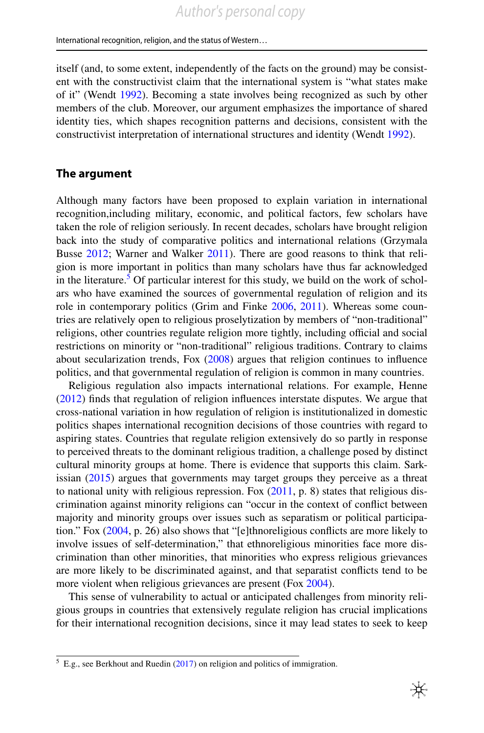itself (and, to some extent, independently of the facts on the ground) may be consistent with the constructivist claim that the international system is "what states make of it" (Wendt 1992). Becoming a state involves being recognized as such by other members of the club. Moreover, our argument emphasizes the importance of shared identity ties, which shapes recognition patterns and decisions, consistent with the constructivist interpretation of international structures and identity (Wendt 1992).

## The argument

Although many factors have been proposed to explain variation in international recognition,including military, economic, and political factors, few scholars have taken the role of religion seriously. In recent decades, scholars have brought religion back into the study of comparative politics and international relations (Grzymala Busse 2012; Warner and Walker 2011). There are good reasons to think that religion is more important in politics than many scholars have thus far acknowledged in the literature.[5] Of particular interest for this study, we build on the work of scholars who have examined the sources of governmental regulation of religion and its role in contemporary politics (Grim and Finke 2006, 2011). Whereas some countries are relatively open to religious proselytization by members of "non-traditional" religions, other countries regulate religion more tightly, including official and social restrictions on minority or "non-traditional" religious traditions. Contrary to claims about secularization trends, Fox (2008) argues that religion continues to influence politics, and that governmental regulation of religion is common in many countries.

Religious regulation also impacts international relations. For example, Henne (2012) finds that regulation of religion influences interstate disputes. We argue that cross-national variation in how regulation of religion is institutionalized in domestic politics shapes international recognition decisions of those countries with regard to aspiring states. Countries that regulate religion extensively do so partly in response to perceived threats to the dominant religious tradition, a challenge posed by distinct cultural minority groups at home. There is evidence that supports this claim. Sarkissian (2015) argues that governments may target groups they perceive as a threat to national unity with religious repression. Fox (2011, p. 8) states that religious discrimination against minority religions can "occur in the context of conflict between majority and minority groups over issues such as separatism or political participation." Fox (2004, p. 26) also shows that "[e]thnoreligious conflicts are more likely to involve issues of self-determination," that ethnoreligious minorities face more discrimination than other minorities, that minorities who express religious grievances are more likely to be discriminated against, and that separatist conflicts tend to be more violent when religious grievances are present (Fox 2004).

This sense of vulnerability to actual or anticipated challenges from minority religious groups in countries that extensively regulate religion has crucial implications for their international recognition decisions, since it may lead states to seek to keep

[5] E.g., see Berkhout and Ruedin (2017) on religion and politics of immigration.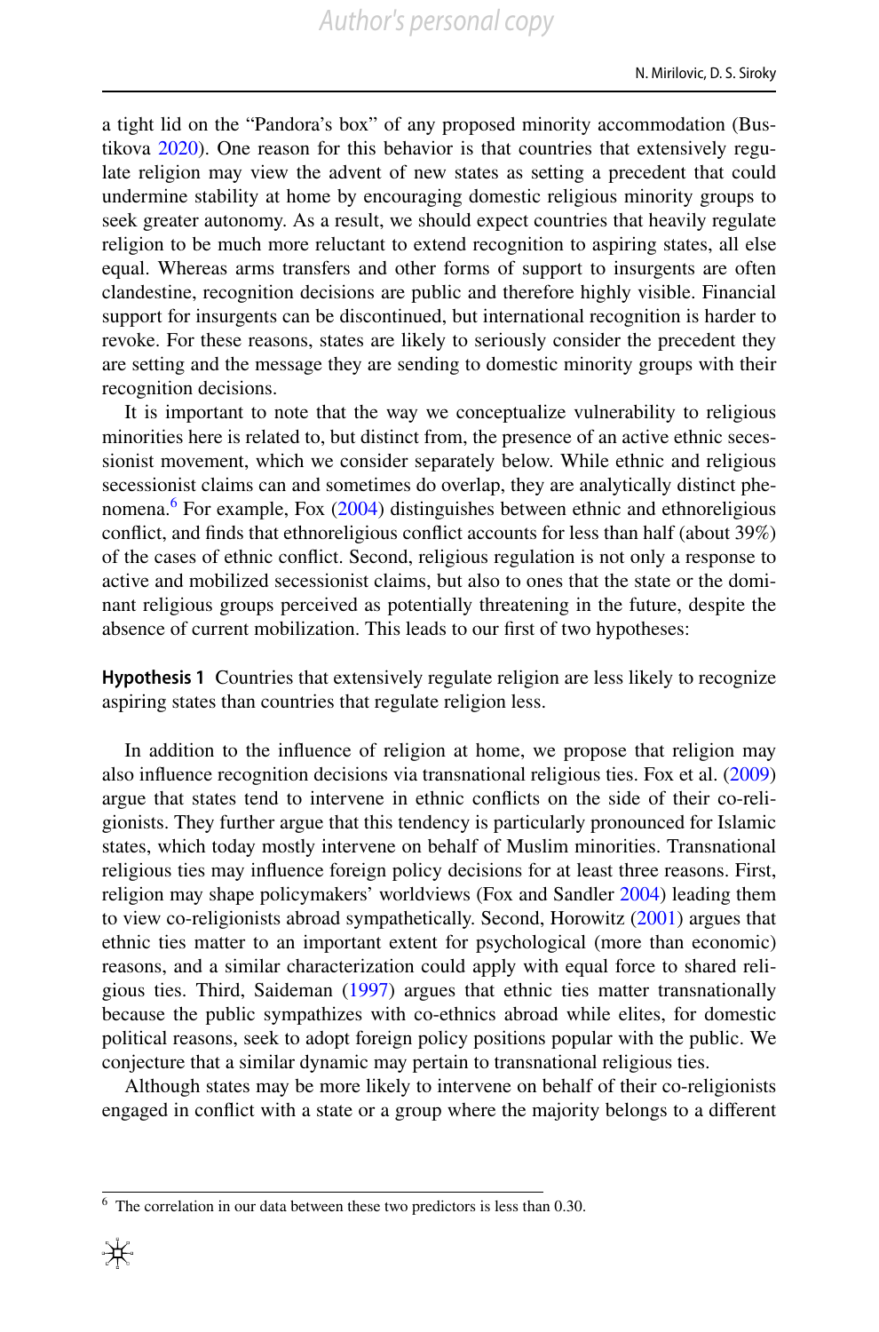a tight lid on the "Pandora's box" of any proposed minority accommodation (Bustikova 2020). One reason for this behavior is that countries that extensively regulate religion may view the advent of new states as setting a precedent that could undermine stability at home by encouraging domestic religious minority groups to seek greater autonomy. As a result, we should expect countries that heavily regulate religion to be much more reluctant to extend recognition to aspiring states, all else equal. Whereas arms transfers and other forms of support to insurgents are often clandestine, recognition decisions are public and therefore highly visible. Financial support for insurgents can be discontinued, but international recognition is harder to revoke. For these reasons, states are likely to seriously consider the precedent they are setting and the message they are sending to domestic minority groups with their recognition decisions.

It is important to note that the way we conceptualize vulnerability to religious minorities here is related to, but distinct from, the presence of an active ethnic secessionist movement, which we consider separately below. While ethnic and religious secessionist claims can and sometimes do overlap, they are analytically distinct phenomena.[6] For example, Fox (2004) distinguishes between ethnic and ethnoreligious conflict, and finds that ethnoreligious conflict accounts for less than half (about 39%) of the cases of ethnic conflict. Second, religious regulation is not only a response to active and mobilized secessionist claims, but also to ones that the state or the dominant religious groups perceived as potentially threatening in the future, despite the absence of current mobilization. This leads to our first of two hypotheses:

**Hypothesis 1** Countries that extensively regulate religion are less likely to recognize aspiring states than countries that regulate religion less.

In addition to the influence of religion at home, we propose that religion may also influence recognition decisions via transnational religious ties. Fox et al. (2009) argue that states tend to intervene in ethnic conflicts on the side of their co-religionists. They further argue that this tendency is particularly pronounced for Islamic states, which today mostly intervene on behalf of Muslim minorities. Transnational religious ties may influence foreign policy decisions for at least three reasons. First, religion may shape policymakers' worldviews (Fox and Sandler 2004) leading them to view co-religionists abroad sympathetically. Second, Horowitz (2001) argues that ethnic ties matter to an important extent for psychological (more than economic) reasons, and a similar characterization could apply with equal force to shared religious ties. Third, Saideman (1997) argues that ethnic ties matter transnationally because the public sympathizes with co-ethnics abroad while elites, for domestic political reasons, seek to adopt foreign policy positions popular with the public. We conjecture that a similar dynamic may pertain to transnational religious ties.

Although states may be more likely to intervene on behalf of their co-religionists engaged in conflict with a state or a group where the majority belongs to a different

[6] The correlation in our data between these two predictors is less than 0.30.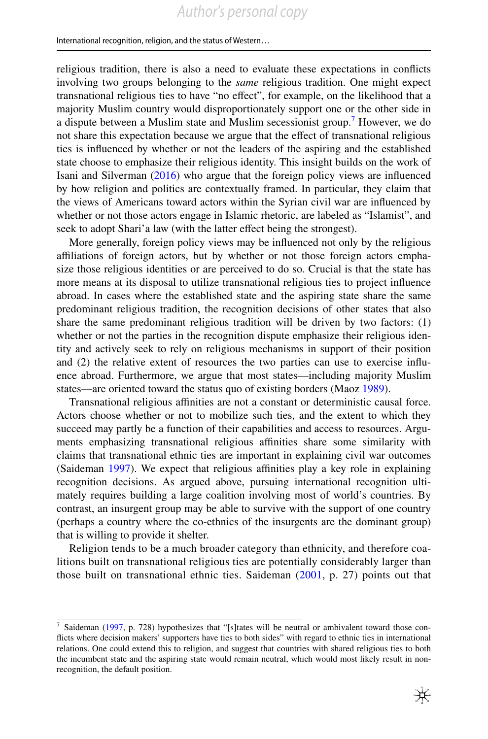religious tradition, there is also a need to evaluate these expectations in conflicts involving two groups belonging to the *same* religious tradition. One might expect transnational religious ties to have "no effect", for example, on the likelihood that a majority Muslim country would disproportionately support one or the other side in a dispute between a Muslim state and Muslim secessionist group.[7] However, we do not share this expectation because we argue that the effect of transnational religious ties is influenced by whether or not the leaders of the aspiring and the established state choose to emphasize their religious identity. This insight builds on the work of Isani and Silverman (2016) who argue that the foreign policy views are influenced by how religion and politics are contextually framed. In particular, they claim that the views of Americans toward actors within the Syrian civil war are influenced by whether or not those actors engage in Islamic rhetoric, are labeled as "Islamist", and seek to adopt Shari'a law (with the latter effect being the strongest).

More generally, foreign policy views may be influenced not only by the religious affiliations of foreign actors, but by whether or not those foreign actors emphasize those religious identities or are perceived to do so. Crucial is that the state has more means at its disposal to utilize transnational religious ties to project influence abroad. In cases where the established state and the aspiring state share the same predominant religious tradition, the recognition decisions of other states that also share the same predominant religious tradition will be driven by two factors: (1) whether or not the parties in the recognition dispute emphasize their religious identity and actively seek to rely on religious mechanisms in support of their position and (2) the relative extent of resources the two parties can use to exercise influence abroad. Furthermore, we argue that most states—including majority Muslim states—are oriented toward the status quo of existing borders (Maoz 1989).

Transnational religious affinities are not a constant or deterministic causal force. Actors choose whether or not to mobilize such ties, and the extent to which they succeed may partly be a function of their capabilities and access to resources. Arguments emphasizing transnational religious affinities share some similarity with claims that transnational ethnic ties are important in explaining civil war outcomes (Saideman 1997). We expect that religious affinities play a key role in explaining recognition decisions. As argued above, pursuing international recognition ultimately requires building a large coalition involving most of world's countries. By contrast, an insurgent group may be able to survive with the support of one country (perhaps a country where the co-ethnics of the insurgents are the dominant group) that is willing to provide it shelter.

Religion tends to be a much broader category than ethnicity, and therefore coalitions built on transnational religious ties are potentially considerably larger than those built on transnational ethnic ties. Saideman (2001, p. 27) points out that

---

[7] Saideman (1997, p. 728) hypothesizes that "[s]tates will be neutral or ambivalent toward those conflicts where decision makers' supporters have ties to both sides" with regard to ethnic ties in international relations. One could extend this to religion, and suggest that countries with shared religious ties to both the incumbent state and the aspiring state would remain neutral, which would most likely result in non-recognition, the default position.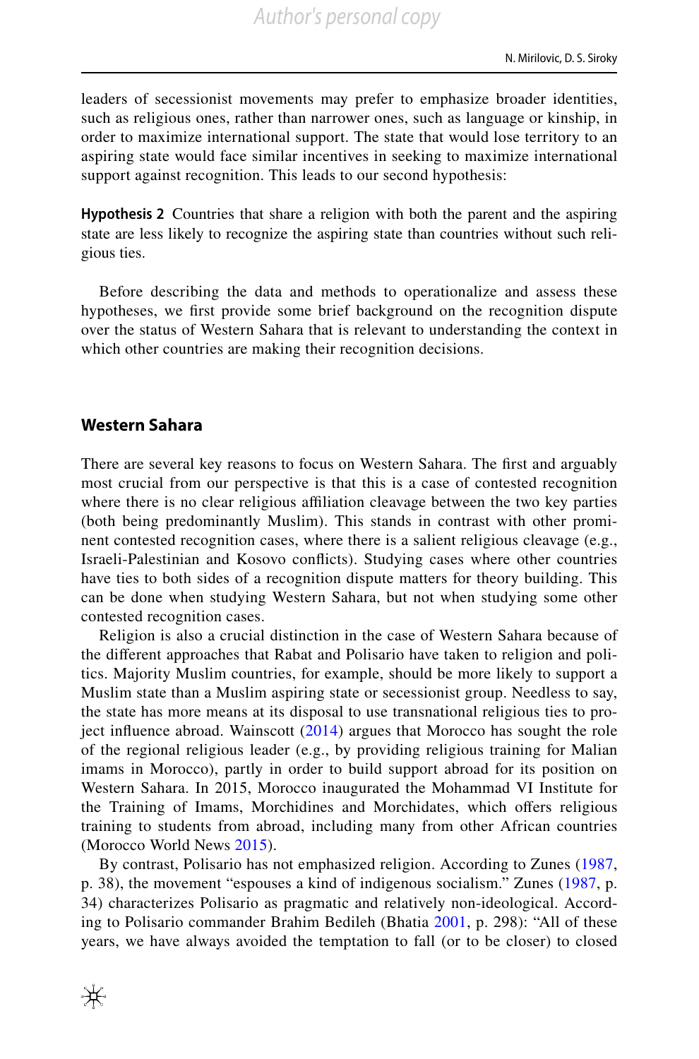leaders of secessionist movements may prefer to emphasize broader identities, such as religious ones, rather than narrower ones, such as language or kinship, in order to maximize international support. The state that would lose territory to an aspiring state would face similar incentives in seeking to maximize international support against recognition. This leads to our second hypothesis:

**Hypothesis 2** Countries that share a religion with both the parent and the aspiring state are less likely to recognize the aspiring state than countries without such religious ties.

Before describing the data and methods to operationalize and assess these hypotheses, we first provide some brief background on the recognition dispute over the status of Western Sahara that is relevant to understanding the context in which other countries are making their recognition decisions.

## Western Sahara

There are several key reasons to focus on Western Sahara. The first and arguably most crucial from our perspective is that this is a case of contested recognition where there is no clear religious affiliation cleavage between the two key parties (both being predominantly Muslim). This stands in contrast with other prominent contested recognition cases, where there is a salient religious cleavage (e.g., Israeli-Palestinian and Kosovo conflicts). Studying cases where other countries have ties to both sides of a recognition dispute matters for theory building. This can be done when studying Western Sahara, but not when studying some other contested recognition cases.

Religion is also a crucial distinction in the case of Western Sahara because of the different approaches that Rabat and Polisario have taken to religion and politics. Majority Muslim countries, for example, should be more likely to support a Muslim state than a Muslim aspiring state or secessionist group. Needless to say, the state has more means at its disposal to use transnational religious ties to project influence abroad. Wainscott (2014) argues that Morocco has sought the role of the regional religious leader (e.g., by providing religious training for Malian imams in Morocco), partly in order to build support abroad for its position on Western Sahara. In 2015, Morocco inaugurated the Mohammad VI Institute for the Training of Imams, Morchidines and Morchidates, which offers religious training to students from abroad, including many from other African countries (Morocco World News 2015).

By contrast, Polisario has not emphasized religion. According to Zunes (1987, p. 38), the movement "espouses a kind of indigenous socialism." Zunes (1987, p. 34) characterizes Polisario as pragmatic and relatively non-ideological. According to Polisario commander Brahim Bedileh (Bhatia 2001, p. 298): "All of these years, we have always avoided the temptation to fall (or to be closer) to closed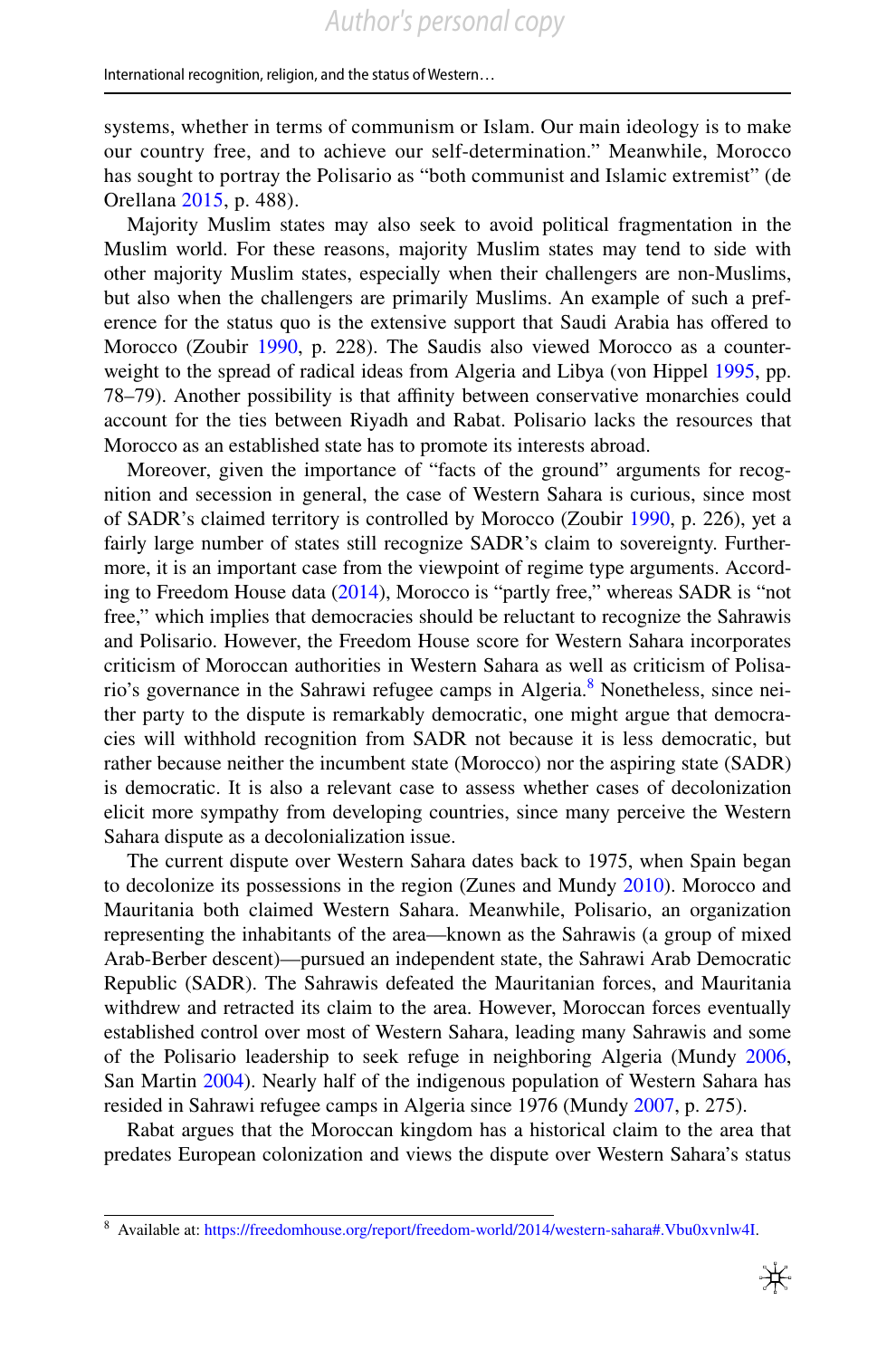systems, whether in terms of communism or Islam. Our main ideology is to make our country free, and to achieve our self-determination." Meanwhile, Morocco has sought to portray the Polisario as "both communist and Islamic extremist" (de Orellana 2015, p. 488).

Majority Muslim states may also seek to avoid political fragmentation in the Muslim world. For these reasons, majority Muslim states may tend to side with other majority Muslim states, especially when their challengers are non-Muslims, but also when the challengers are primarily Muslims. An example of such a preference for the status quo is the extensive support that Saudi Arabia has offered to Morocco (Zoubir 1990, p. 228). The Saudis also viewed Morocco as a counterweight to the spread of radical ideas from Algeria and Libya (von Hippel 1995, pp. 78–79). Another possibility is that affinity between conservative monarchies could account for the ties between Riyadh and Rabat. Polisario lacks the resources that Morocco as an established state has to promote its interests abroad.

Moreover, given the importance of "facts of the ground" arguments for recognition and secession in general, the case of Western Sahara is curious, since most of SADR's claimed territory is controlled by Morocco (Zoubir 1990, p. 226), yet a fairly large number of states still recognize SADR's claim to sovereignty. Furthermore, it is an important case from the viewpoint of regime type arguments. According to Freedom House data (2014), Morocco is "partly free," whereas SADR is "not free," which implies that democracies should be reluctant to recognize the Sahrawis and Polisario. However, the Freedom House score for Western Sahara incorporates criticism of Moroccan authorities in Western Sahara as well as criticism of Polisario's governance in the Sahrawi refugee camps in Algeria.[8] Nonetheless, since neither party to the dispute is remarkably democratic, one might argue that democracies will withhold recognition from SADR not because it is less democratic, but rather because neither the incumbent state (Morocco) nor the aspiring state (SADR) is democratic. It is also a relevant case to assess whether cases of decolonization elicit more sympathy from developing countries, since many perceive the Western Sahara dispute as a decolonialization issue.

The current dispute over Western Sahara dates back to 1975, when Spain began to decolonize its possessions in the region (Zunes and Mundy 2010). Morocco and Mauritania both claimed Western Sahara. Meanwhile, Polisario, an organization representing the inhabitants of the area—known as the Sahrawis (a group of mixed Arab-Berber descent)—pursued an independent state, the Sahrawi Arab Democratic Republic (SADR). The Sahrawis defeated the Mauritanian forces, and Mauritania withdrew and retracted its claim to the area. However, Moroccan forces eventually established control over most of Western Sahara, leading many Sahrawis and some of the Polisario leadership to seek refuge in neighboring Algeria (Mundy 2006, San Martin 2004). Nearly half of the indigenous population of Western Sahara has resided in Sahrawi refugee camps in Algeria since 1976 (Mundy 2007, p. 275).

Rabat argues that the Moroccan kingdom has a historical claim to the area that predates European colonization and views the dispute over Western Sahara's status

[8] Available at: https://freedomhouse.org/report/freedom-world/2014/western-sahara#.Vbu0xvnlw4I.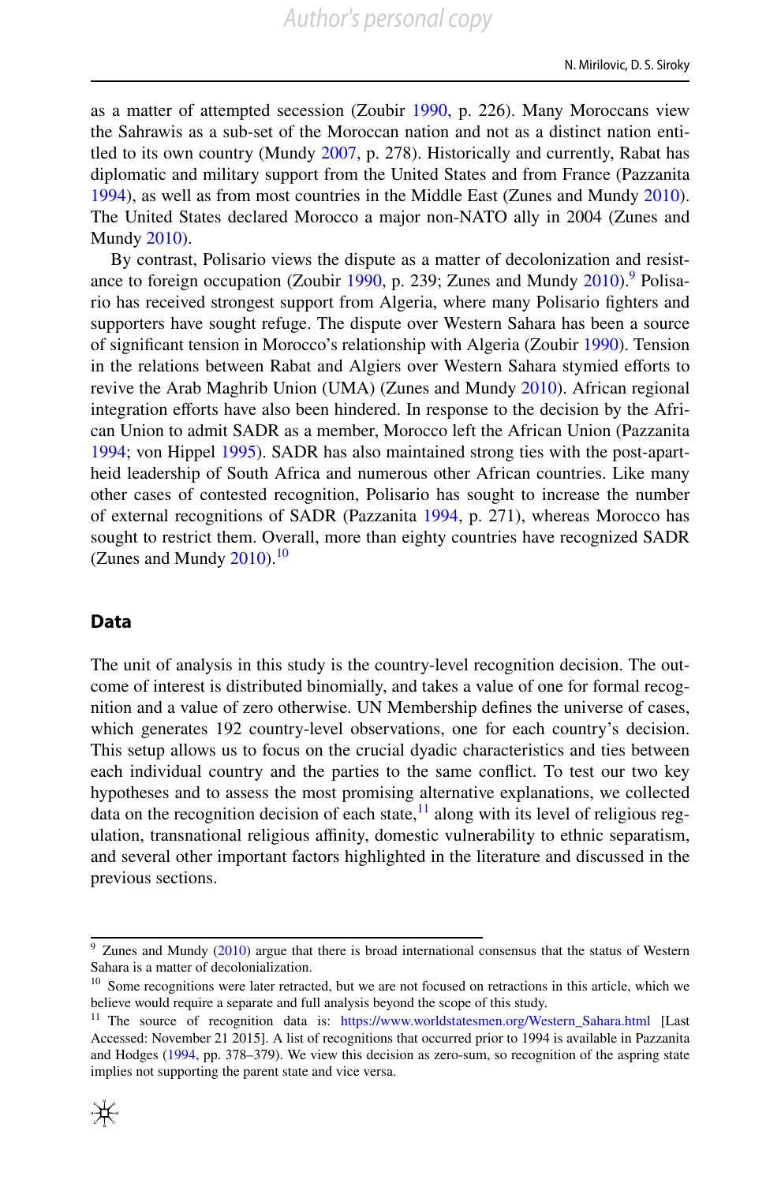as a matter of attempted secession (Zoubir 1990, p. 226). Many Moroccans view the Sahrawis as a sub-set of the Moroccan nation and not as a distinct nation entitled to its own country (Mundy 2007, p. 278). Historically and currently, Rabat has diplomatic and military support from the United States and from France (Pazzanita 1994), as well as from most countries in the Middle East (Zunes and Mundy 2010). The United States declared Morocco a major non-NATO ally in 2004 (Zunes and Mundy 2010).

By contrast, Polisario views the dispute as a matter of decolonization and resistance to foreign occupation (Zoubir 1990, p. 239; Zunes and Mundy 2010).[9] Polisario has received strongest support from Algeria, where many Polisario fighters and supporters have sought refuge. The dispute over Western Sahara has been a source of significant tension in Morocco's relationship with Algeria (Zoubir 1990). Tension in the relations between Rabat and Algiers over Western Sahara stymied efforts to revive the Arab Maghrib Union (UMA) (Zunes and Mundy 2010). African regional integration efforts have also been hindered. In response to the decision by the African Union to admit SADR as a member, Morocco left the African Union (Pazzanita 1994; von Hippel 1995). SADR has also maintained strong ties with the post-apartheid leadership of South Africa and numerous other African countries. Like many other cases of contested recognition, Polisario has sought to increase the number of external recognitions of SADR (Pazzanita 1994, p. 271), whereas Morocco has sought to restrict them. Overall, more than eighty countries have recognized SADR (Zunes and Mundy 2010).[10]

## Data

The unit of analysis in this study is the country-level recognition decision. The outcome of interest is distributed binomially, and takes a value of one for formal recognition and a value of zero otherwise. UN Membership defines the universe of cases, which generates 192 country-level observations, one for each country's decision. This setup allows us to focus on the crucial dyadic characteristics and ties between each individual country and the parties to the same conflict. To test our two key hypotheses and to assess the most promising alternative explanations, we collected data on the recognition decision of each state,[11] along with its level of religious regulation, transnational religious affinity, domestic vulnerability to ethnic separatism, and several other important factors highlighted in the literature and discussed in the previous sections.

---

[9] Zunes and Mundy (2010) argue that there is broad international consensus that the status of Western Sahara is a matter of decolonialization.

[10] Some recognitions were later retracted, but we are not focused on retractions in this article, which we believe would require a separate and full analysis beyond the scope of this study.

[11] The source of recognition data is: https://www.worldstatesmen.org/Western_Sahara.html [Last Accessed: November 21 2015]. A list of recognitions that occurred prior to 1994 is available in Pazzanita and Hodges (1994, pp. 378–379). We view this decision as zero-sum, so recognition of the aspring state implies not supporting the parent state and vice versa.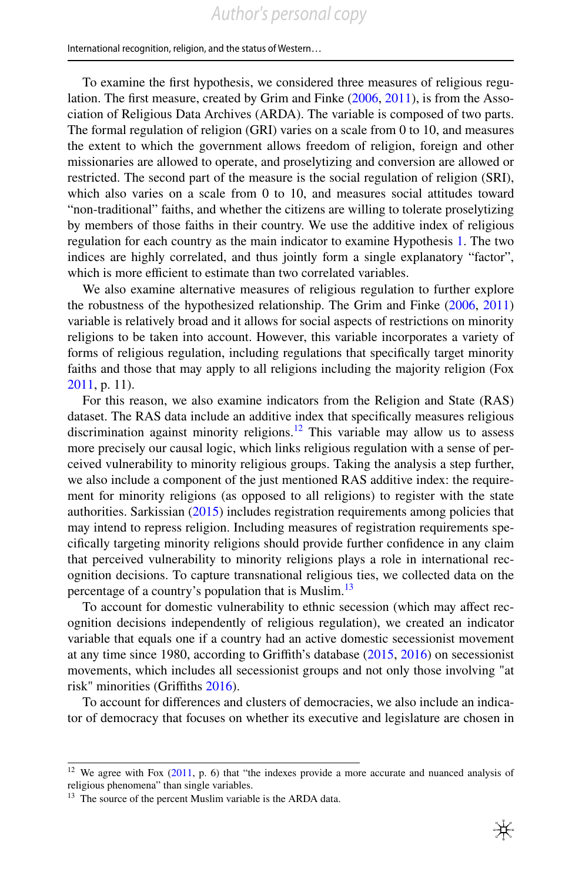To examine the first hypothesis, we considered three measures of religious regulation. The first measure, created by Grim and Finke (2006, 2011), is from the Association of Religious Data Archives (ARDA). The variable is composed of two parts. The formal regulation of religion (GRI) varies on a scale from 0 to 10, and measures the extent to which the government allows freedom of religion, foreign and other missionaries are allowed to operate, and proselytizing and conversion are allowed or restricted. The second part of the measure is the social regulation of religion (SRI), which also varies on a scale from 0 to 10, and measures social attitudes toward "non-traditional" faiths, and whether the citizens are willing to tolerate proselytizing by members of those faiths in their country. We use the additive index of religious regulation for each country as the main indicator to examine Hypothesis 1. The two indices are highly correlated, and thus jointly form a single explanatory "factor", which is more efficient to estimate than two correlated variables.

We also examine alternative measures of religious regulation to further explore the robustness of the hypothesized relationship. The Grim and Finke (2006, 2011) variable is relatively broad and it allows for social aspects of restrictions on minority religions to be taken into account. However, this variable incorporates a variety of forms of religious regulation, including regulations that specifically target minority faiths and those that may apply to all religions including the majority religion (Fox 2011, p. 11).

For this reason, we also examine indicators from the Religion and State (RAS) dataset. The RAS data include an additive index that specifically measures religious discrimination against minority religions.[12] This variable may allow us to assess more precisely our causal logic, which links religious regulation with a sense of perceived vulnerability to minority religious groups. Taking the analysis a step further, we also include a component of the just mentioned RAS additive index: the requirement for minority religions (as opposed to all religions) to register with the state authorities. Sarkissian (2015) includes registration requirements among policies that may intend to repress religion. Including measures of registration requirements specifically targeting minority religions should provide further confidence in any claim that perceived vulnerability to minority religions plays a role in international recognition decisions. To capture transnational religious ties, we collected data on the percentage of a country's population that is Muslim.[13]

To account for domestic vulnerability to ethnic secession (which may affect recognition decisions independently of religious regulation), we created an indicator variable that equals one if a country had an active domestic secessionist movement at any time since 1980, according to Griffith's database (2015, 2016) on secessionist movements, which includes all secessionist groups and not only those involving "at risk" minorities (Griffiths 2016).

To account for differences and clusters of democracies, we also include an indicator of democracy that focuses on whether its executive and legislature are chosen in

---

[12] We agree with Fox (2011, p. 6) that "the indexes provide a more accurate and nuanced analysis of religious phenomena" than single variables.

[13] The source of the percent Muslim variable is the ARDA data.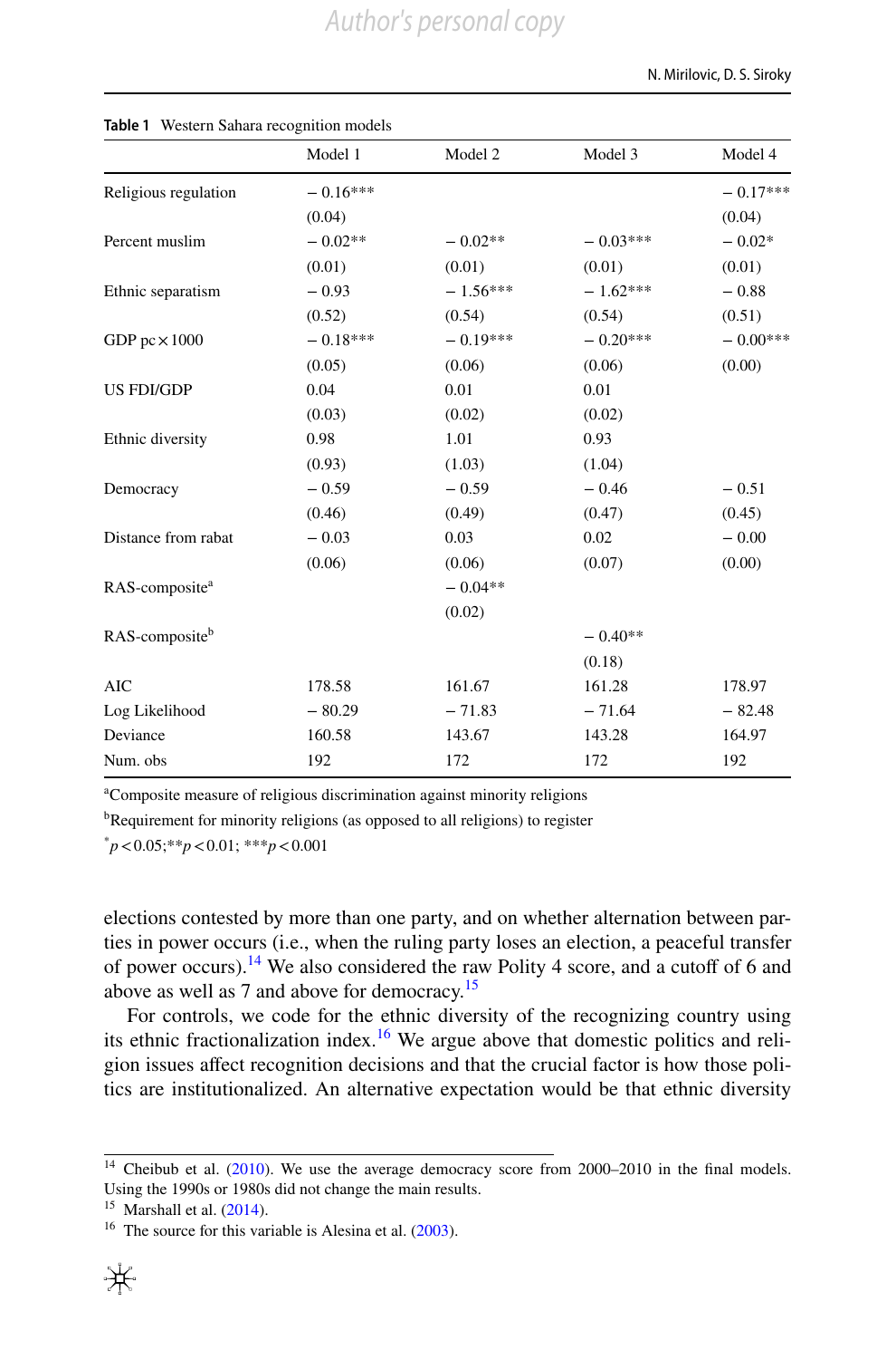**Table 1** Western Sahara recognition models

| | Model 1 | Model 2 | Model 3 | Model 4 |
|---|---|---|---|---|
| Religious regulation | − 0.16*** | | | − 0.17*** |
| | (0.04) | | | (0.04) |
| Percent muslim | − 0.02** | − 0.02** | − 0.03*** | − 0.02* |
| | (0.01) | (0.01) | (0.01) | (0.01) |
| Ethnic separatism | − 0.93 | − 1.56*** | − 1.62*** | − 0.88 |
| | (0.52) | (0.54) | (0.54) | (0.51) |
| GDP pc × 1000 | − 0.18*** | − 0.19*** | − 0.20*** | − 0.00*** |
| | (0.05) | (0.06) | (0.06) | (0.00) |
| US FDI/GDP | 0.04 | 0.01 | 0.01 | |
| | (0.03) | (0.02) | (0.02) | |
| Ethnic diversity | 0.98 | 1.01 | 0.93 | |
| | (0.93) | (1.03) | (1.04) | |
| Democracy | − 0.59 | − 0.59 | − 0.46 | − 0.51 |
| | (0.46) | (0.49) | (0.47) | (0.45) |
| Distance from rabat | − 0.03 | 0.03 | 0.02 | − 0.00 |
| | (0.06) | (0.06) | (0.07) | (0.00) |
| RAS-composite[a] | | − 0.04** | | |
| | | (0.02) | | |
| RAS-composite[b] | | | − 0.40** | |
| | | | (0.18) | |
| AIC | 178.58 | 161.67 | 161.28 | 178.97 |
| Log Likelihood | − 80.29 | − 71.83 | − 71.64 | − 82.48 |
| Deviance | 160.58 | 143.67 | 143.28 | 164.97 |
| Num. obs | 192 | 172 | 172 | 192 |

[a]Composite measure of religious discrimination against minority religions

[b]Requirement for minority religions (as opposed to all religions) to register

*$p < 0.05$; **$p < 0.01$; ***$p < 0.001$

elections contested by more than one party, and on whether alternation between parties in power occurs (i.e., when the ruling party loses an election, a peaceful transfer of power occurs).[14] We also considered the raw Polity 4 score, and a cutoff of 6 and above as well as 7 and above for democracy.[15]

For controls, we code for the ethnic diversity of the recognizing country using its ethnic fractionalization index.[16] We argue above that domestic politics and religion issues affect recognition decisions and that the crucial factor is how those politics are institutionalized. An alternative expectation would be that ethnic diversity

---

[14] Cheibub et al. (2010). We use the average democracy score from 2000–2010 in the final models. Using the 1990s or 1980s did not change the main results.

[15] Marshall et al. (2014).

[16] The source for this variable is Alesina et al. (2003).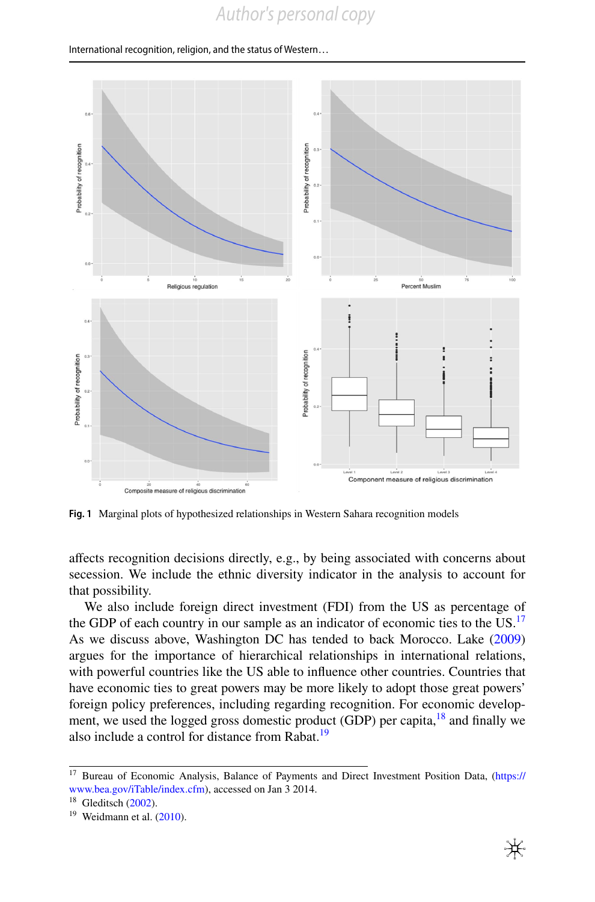Fig. 1 Marginal plots of hypothesized relationships in Western Sahara recognition models

affects recognition decisions directly, e.g., by being associated with concerns about secession. We include the ethnic diversity indicator in the analysis to account for that possibility.

We also include foreign direct investment (FDI) from the US as percentage of the GDP of each country in our sample as an indicator of economic ties to the US.[17] As we discuss above, Washington DC has tended to back Morocco. Lake (2009) argues for the importance of hierarchical relationships in international relations, with powerful countries like the US able to influence other countries. Countries that have economic ties to great powers may be more likely to adopt those great powers' foreign policy preferences, including regarding recognition. For economic development, we used the logged gross domestic product (GDP) per capita,[18] and finally we also include a control for distance from Rabat.[19]

---

[17] Bureau of Economic Analysis, Balance of Payments and Direct Investment Position Data, (https://www.bea.gov/iTable/index.cfm), accessed on Jan 3 2014.

[18] Gleditsch (2002).

[19] Weidmann et al. (2010).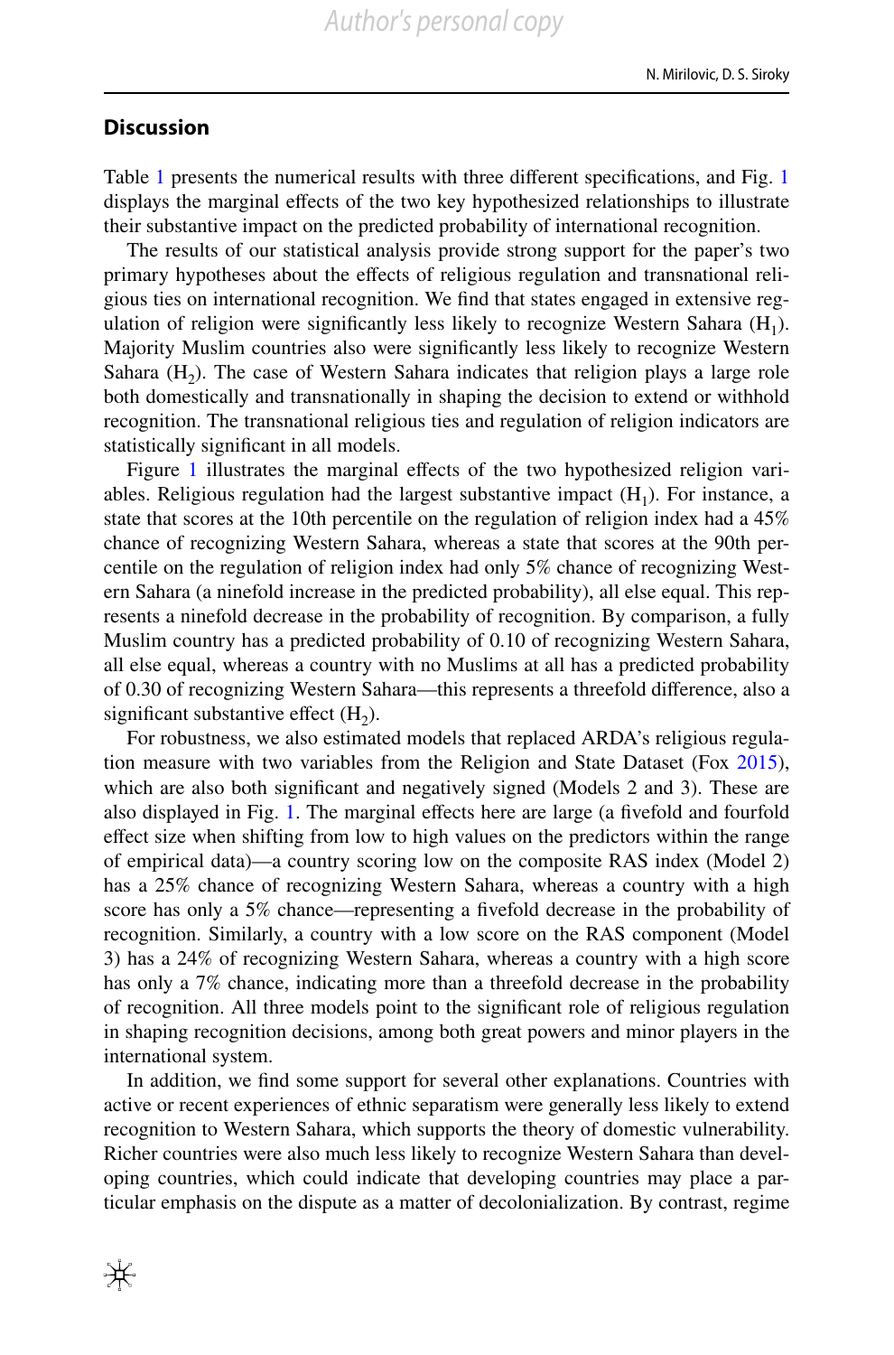## Discussion

Table 1 presents the numerical results with three different specifications, and Fig. 1 displays the marginal effects of the two key hypothesized relationships to illustrate their substantive impact on the predicted probability of international recognition.

The results of our statistical analysis provide strong support for the paper's two primary hypotheses about the effects of religious regulation and transnational religious ties on international recognition. We find that states engaged in extensive regulation of religion were significantly less likely to recognize Western Sahara ($H_1$). Majority Muslim countries also were significantly less likely to recognize Western Sahara ($H_2$). The case of Western Sahara indicates that religion plays a large role both domestically and transnationally in shaping the decision to extend or withhold recognition. The transnational religious ties and regulation of religion indicators are statistically significant in all models.

Figure 1 illustrates the marginal effects of the two hypothesized religion variables. Religious regulation had the largest substantive impact ($H_1$). For instance, a state that scores at the 10th percentile on the regulation of religion index had a 45% chance of recognizing Western Sahara, whereas a state that scores at the 90th percentile on the regulation of religion index had only 5% chance of recognizing Western Sahara (a ninefold increase in the predicted probability), all else equal. This represents a ninefold decrease in the probability of recognition. By comparison, a fully Muslim country has a predicted probability of 0.10 of recognizing Western Sahara, all else equal, whereas a country with no Muslims at all has a predicted probability of 0.30 of recognizing Western Sahara—this represents a threefold difference, also a significant substantive effect ($H_2$).

For robustness, we also estimated models that replaced ARDA's religious regulation measure with two variables from the Religion and State Dataset (Fox 2015), which are also both significant and negatively signed (Models 2 and 3). These are also displayed in Fig. 1. The marginal effects here are large (a fivefold and fourfold effect size when shifting from low to high values on the predictors within the range of empirical data)—a country scoring low on the composite RAS index (Model 2) has a 25% chance of recognizing Western Sahara, whereas a country with a high score has only a 5% chance—representing a fivefold decrease in the probability of recognition. Similarly, a country with a low score on the RAS component (Model 3) has a 24% of recognizing Western Sahara, whereas a country with a high score has only a 7% chance, indicating more than a threefold decrease in the probability of recognition. All three models point to the significant role of religious regulation in shaping recognition decisions, among both great powers and minor players in the international system.

In addition, we find some support for several other explanations. Countries with active or recent experiences of ethnic separatism were generally less likely to extend recognition to Western Sahara, which supports the theory of domestic vulnerability. Richer countries were also much less likely to recognize Western Sahara than developing countries, which could indicate that developing countries may place a particular emphasis on the dispute as a matter of decolonialization. By contrast, regime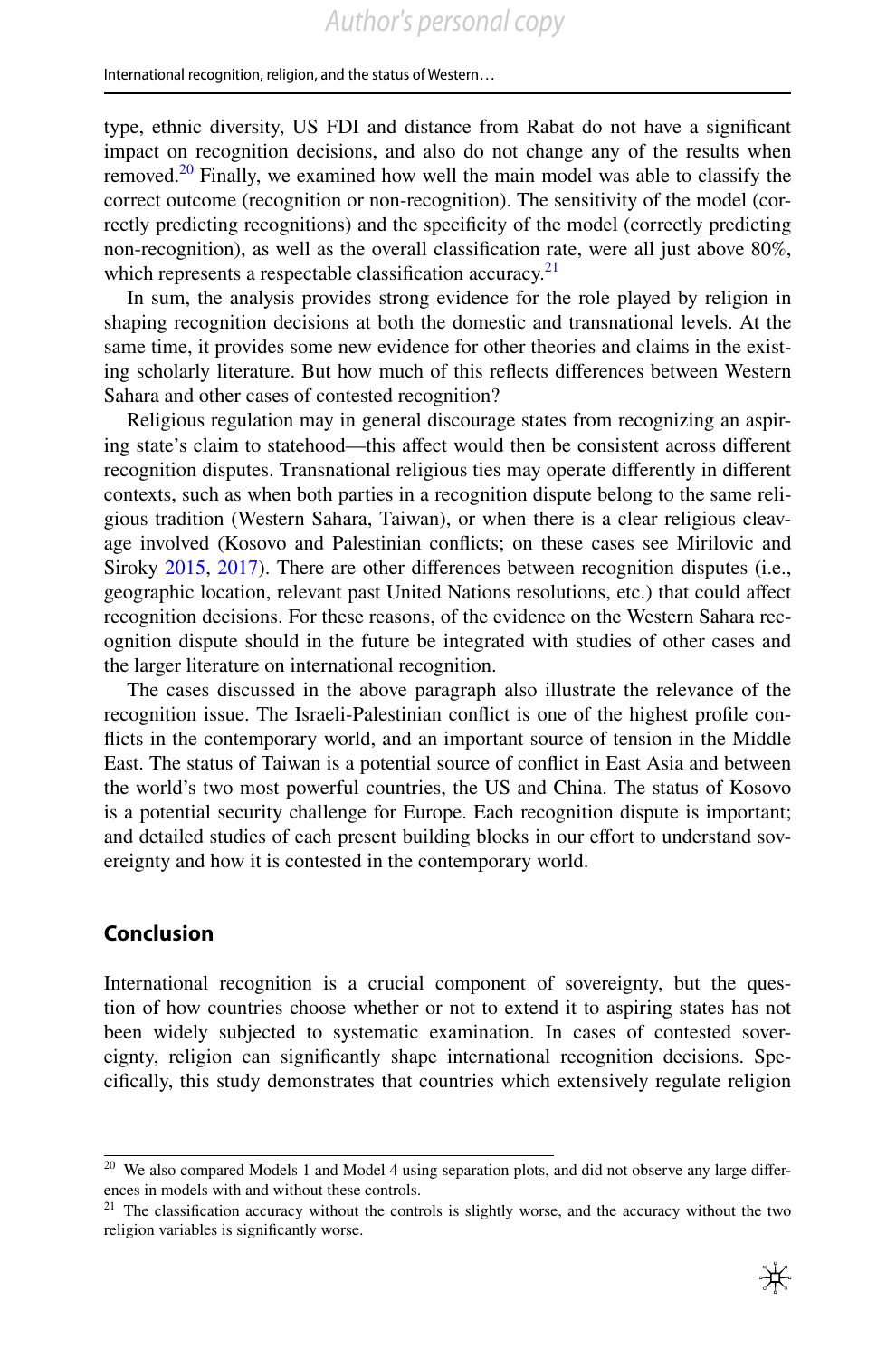type, ethnic diversity, US FDI and distance from Rabat do not have a significant impact on recognition decisions, and also do not change any of the results when removed.[20] Finally, we examined how well the main model was able to classify the correct outcome (recognition or non-recognition). The sensitivity of the model (correctly predicting recognitions) and the specificity of the model (correctly predicting non-recognition), as well as the overall classification rate, were all just above 80%, which represents a respectable classification accuracy.[21]

In sum, the analysis provides strong evidence for the role played by religion in shaping recognition decisions at both the domestic and transnational levels. At the same time, it provides some new evidence for other theories and claims in the existing scholarly literature. But how much of this reflects differences between Western Sahara and other cases of contested recognition?

Religious regulation may in general discourage states from recognizing an aspiring state's claim to statehood—this affect would then be consistent across different recognition disputes. Transnational religious ties may operate differently in different contexts, such as when both parties in a recognition dispute belong to the same religious tradition (Western Sahara, Taiwan), or when there is a clear religious cleavage involved (Kosovo and Palestinian conflicts; on these cases see Mirilovic and Siroky 2015, 2017). There are other differences between recognition disputes (i.e., geographic location, relevant past United Nations resolutions, etc.) that could affect recognition decisions. For these reasons, of the evidence on the Western Sahara recognition dispute should in the future be integrated with studies of other cases and the larger literature on international recognition.

The cases discussed in the above paragraph also illustrate the relevance of the recognition issue. The Israeli-Palestinian conflict is one of the highest profile conflicts in the contemporary world, and an important source of tension in the Middle East. The status of Taiwan is a potential source of conflict in East Asia and between the world's two most powerful countries, the US and China. The status of Kosovo is a potential security challenge for Europe. Each recognition dispute is important; and detailed studies of each present building blocks in our effort to understand sovereignty and how it is contested in the contemporary world.

## Conclusion

International recognition is a crucial component of sovereignty, but the question of how countries choose whether or not to extend it to aspiring states has not been widely subjected to systematic examination. In cases of contested sovereignty, religion can significantly shape international recognition decisions. Specifically, this study demonstrates that countries which extensively regulate religion

---

[20] We also compared Models 1 and Model 4 using separation plots, and did not observe any large differences in models with and without these controls.

[21] The classification accuracy without the controls is slightly worse, and the accuracy without the two religion variables is significantly worse.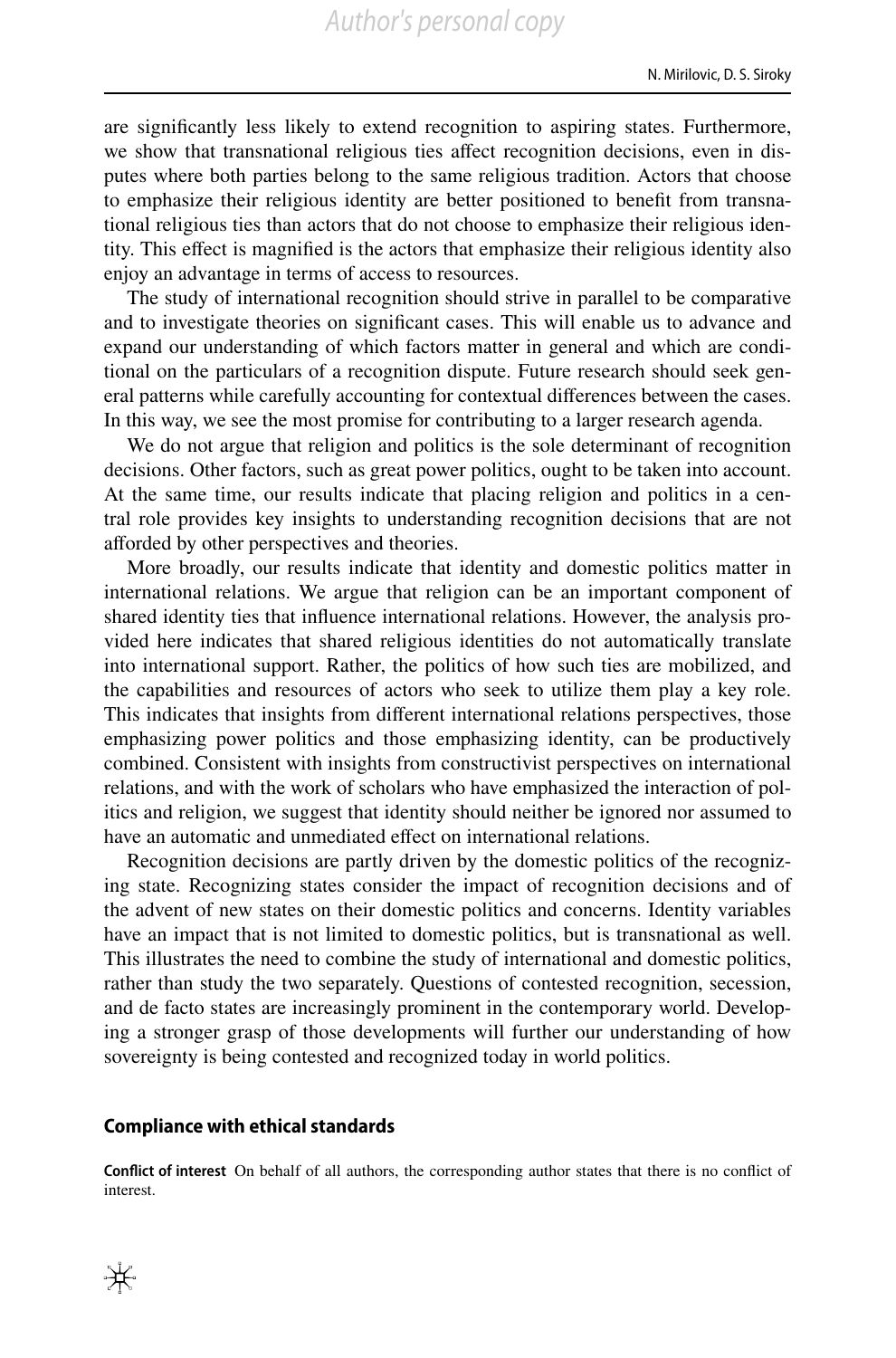are significantly less likely to extend recognition to aspiring states. Furthermore, we show that transnational religious ties affect recognition decisions, even in disputes where both parties belong to the same religious tradition. Actors that choose to emphasize their religious identity are better positioned to benefit from transnational religious ties than actors that do not choose to emphasize their religious identity. This effect is magnified is the actors that emphasize their religious identity also enjoy an advantage in terms of access to resources.

The study of international recognition should strive in parallel to be comparative and to investigate theories on significant cases. This will enable us to advance and expand our understanding of which factors matter in general and which are conditional on the particulars of a recognition dispute. Future research should seek general patterns while carefully accounting for contextual differences between the cases. In this way, we see the most promise for contributing to a larger research agenda.

We do not argue that religion and politics is the sole determinant of recognition decisions. Other factors, such as great power politics, ought to be taken into account. At the same time, our results indicate that placing religion and politics in a central role provides key insights to understanding recognition decisions that are not afforded by other perspectives and theories.

More broadly, our results indicate that identity and domestic politics matter in international relations. We argue that religion can be an important component of shared identity ties that influence international relations. However, the analysis provided here indicates that shared religious identities do not automatically translate into international support. Rather, the politics of how such ties are mobilized, and the capabilities and resources of actors who seek to utilize them play a key role. This indicates that insights from different international relations perspectives, those emphasizing power politics and those emphasizing identity, can be productively combined. Consistent with insights from constructivist perspectives on international relations, and with the work of scholars who have emphasized the interaction of politics and religion, we suggest that identity should neither be ignored nor assumed to have an automatic and unmediated effect on international relations.

Recognition decisions are partly driven by the domestic politics of the recognizing state. Recognizing states consider the impact of recognition decisions and of the advent of new states on their domestic politics and concerns. Identity variables have an impact that is not limited to domestic politics, but is transnational as well. This illustrates the need to combine the study of international and domestic politics, rather than study the two separately. Questions of contested recognition, secession, and de facto states are increasingly prominent in the contemporary world. Developing a stronger grasp of those developments will further our understanding of how sovereignty is being contested and recognized today in world politics.

#### Compliance with ethical standards

**Conflict of interest** On behalf of all authors, the corresponding author states that there is no conflict of interest.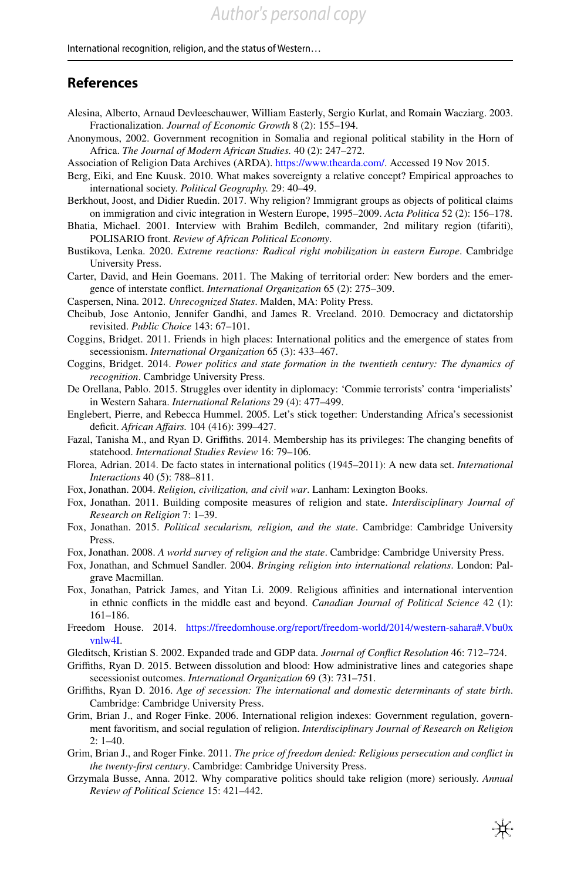## References

Alesina, Alberto, Arnaud Devleeschauwer, William Easterly, Sergio Kurlat, and Romain Wacziarg. 2003. Fractionalization. *Journal of Economic Growth* 8 (2): 155–194.

Anonymous, 2002. Government recognition in Somalia and regional political stability in the Horn of Africa. *The Journal of Modern African Studies*. 40 (2): 247–272.

Association of Religion Data Archives (ARDA). https://www.thearda.com/. Accessed 19 Nov 2015.

Berg, Eiki, and Ene Kuusk. 2010. What makes sovereignty a relative concept? Empirical approaches to international society. *Political Geography.* 29: 40–49.

Berkhout, Joost, and Didier Ruedin. 2017. Why religion? Immigrant groups as objects of political claims on immigration and civic integration in Western Europe, 1995–2009. *Acta Politica* 52 (2): 156–178.

Bhatia, Michael. 2001. Interview with Brahim Bedileh, commander, 2nd military region (tifariti), POLISARIO front. *Review of African Political Economy*.

Bustikova, Lenka. 2020. *Extreme reactions: Radical right mobilization in eastern Europe*. Cambridge University Press.

Carter, David, and Hein Goemans. 2011. The Making of territorial order: New borders and the emergence of interstate conflict. *International Organization* 65 (2): 275–309.

Caspersen, Nina. 2012. *Unrecognized States*. Malden, MA: Polity Press.

Cheibub, Jose Antonio, Jennifer Gandhi, and James R. Vreeland. 2010. Democracy and dictatorship revisited. *Public Choice* 143: 67–101.

Coggins, Bridget. 2011. Friends in high places: International politics and the emergence of states from secessionism. *International Organization* 65 (3): 433–467.

Coggins, Bridget. 2014. *Power politics and state formation in the twentieth century: The dynamics of recognition*. Cambridge University Press.

De Orellana, Pablo. 2015. Struggles over identity in diplomacy: 'Commie terrorists' contra 'imperialists' in Western Sahara. *International Relations* 29 (4): 477–499.

Englebert, Pierre, and Rebecca Hummel. 2005. Let's stick together: Understanding Africa's secessionist deficit. *African Affairs.* 104 (416): 399–427.

Fazal, Tanisha M., and Ryan D. Griffiths. 2014. Membership has its privileges: The changing benefits of statehood. *International Studies Review* 16: 79–106.

Florea, Adrian. 2014. De facto states in international politics (1945–2011): A new data set. *International Interactions* 40 (5): 788–811.

Fox, Jonathan. 2004. *Religion, civilization, and civil war*. Lanham: Lexington Books.

Fox, Jonathan. 2011. Building composite measures of religion and state. *Interdisciplinary Journal of Research on Religion* 7: 1–39.

Fox, Jonathan. 2015. *Political secularism, religion, and the state*. Cambridge: Cambridge University Press.

Fox, Jonathan. 2008. *A world survey of religion and the state*. Cambridge: Cambridge University Press.

Fox, Jonathan, and Schmuel Sandler. 2004. *Bringing religion into international relations*. London: Palgrave Macmillan.

Fox, Jonathan, Patrick James, and Yitan Li. 2009. Religious affinities and international intervention in ethnic conflicts in the middle east and beyond. *Canadian Journal of Political Science* 42 (1): 161–186.

Freedom House. 2014. https://freedomhouse.org/report/freedom-world/2014/western-sahara#.Vbu0xvnlw4I.

Gleditsch, Kristian S. 2002. Expanded trade and GDP data. *Journal of Conflict Resolution* 46: 712–724.

Griffiths, Ryan D. 2015. Between dissolution and blood: How administrative lines and categories shape secessionist outcomes. *International Organization* 69 (3): 731–751.

Griffiths, Ryan D. 2016. *Age of secession: The international and domestic determinants of state birth*. Cambridge: Cambridge University Press.

Grim, Brian J., and Roger Finke. 2006. International religion indexes: Government regulation, government favoritism, and social regulation of religion. *Interdisciplinary Journal of Research on Religion* 2: 1–40.

Grim, Brian J., and Roger Finke. 2011. *The price of freedom denied: Religious persecution and conflict in the twenty-first century*. Cambridge: Cambridge University Press.

Grzymala Busse, Anna. 2012. Why comparative politics should take religion (more) seriously. *Annual Review of Political Science* 15: 421–442.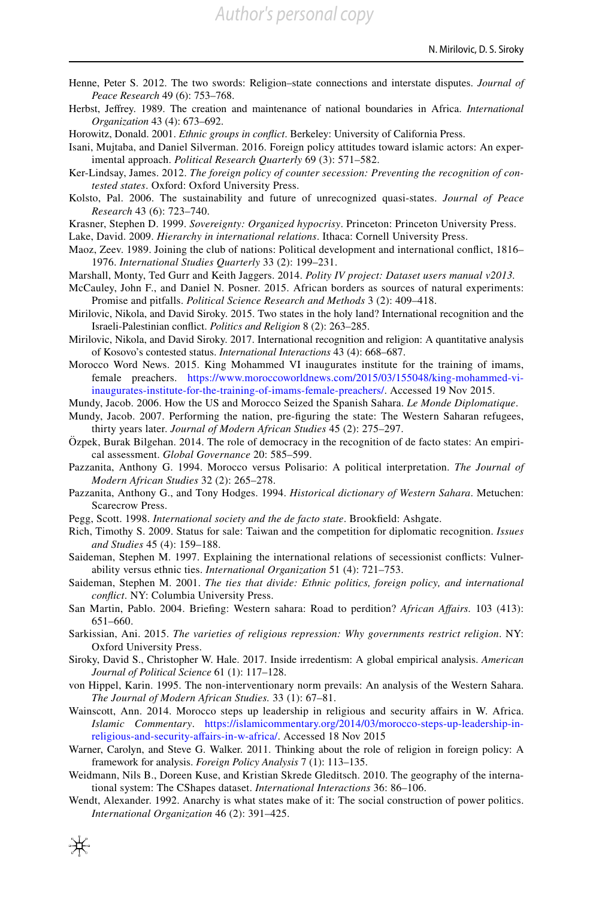Henne, Peter S. 2012. The two swords: Religion–state connections and interstate disputes. *Journal of Peace Research* 49 (6): 753–768.

Herbst, Jeffrey. 1989. The creation and maintenance of national boundaries in Africa. *International Organization* 43 (4): 673–692.

Horowitz, Donald. 2001. *Ethnic groups in conflict*. Berkeley: University of California Press.

Isani, Mujtaba, and Daniel Silverman. 2016. Foreign policy attitudes toward islamic actors: An experimental approach. *Political Research Quarterly* 69 (3): 571–582.

Ker-Lindsay, James. 2012. *The foreign policy of counter secession: Preventing the recognition of contested states*. Oxford: Oxford University Press.

Kolsto, Pal. 2006. The sustainability and future of unrecognized quasi-states. *Journal of Peace Research* 43 (6): 723–740.

Krasner, Stephen D. 1999. *Sovereignty: Organized hypocrisy*. Princeton: Princeton University Press.

Lake, David. 2009. *Hierarchy in international relations*. Ithaca: Cornell University Press.

Maoz, Zeev. 1989. Joining the club of nations: Political development and international conflict, 1816–1976. *International Studies Quarterly* 33 (2): 199–231.

Marshall, Monty, Ted Gurr and Keith Jaggers. 2014. *Polity IV project: Dataset users manual v2013.*

McCauley, John F., and Daniel N. Posner. 2015. African borders as sources of natural experiments: Promise and pitfalls. *Political Science Research and Methods* 3 (2): 409–418.

Mirilovic, Nikola, and David Siroky. 2015. Two states in the holy land? International recognition and the Israeli-Palestinian conflict. *Politics and Religion* 8 (2): 263–285.

Mirilovic, Nikola, and David Siroky. 2017. International recognition and religion: A quantitative analysis of Kosovo's contested status. *International Interactions* 43 (4): 668–687.

Morocco Word News. 2015. King Mohammed VI inaugurates institute for the training of imams, female preachers. https://www.moroccoworldnews.com/2015/03/155048/king-mohammed-vi-inaugurates-institute-for-the-training-of-imams-female-preachers/. Accessed 19 Nov 2015.

Mundy, Jacob. 2006. How the US and Morocco Seized the Spanish Sahara. *Le Monde Diplomatique*.

Mundy, Jacob. 2007. Performing the nation, pre-figuring the state: The Western Saharan refugees, thirty years later. *Journal of Modern African Studies* 45 (2): 275–297.

Özpek, Burak Bilgehan. 2014. The role of democracy in the recognition of de facto states: An empirical assessment. *Global Governance* 20: 585–599.

Pazzanita, Anthony G. 1994. Morocco versus Polisario: A political interpretation. *The Journal of Modern African Studies* 32 (2): 265–278.

Pazzanita, Anthony G., and Tony Hodges. 1994. *Historical dictionary of Western Sahara*. Metuchen: Scarecrow Press.

Pegg, Scott. 1998. *International society and the de facto state*. Brookfield: Ashgate.

Rich, Timothy S. 2009. Status for sale: Taiwan and the competition for diplomatic recognition. *Issues and Studies* 45 (4): 159–188.

Saideman, Stephen M. 1997. Explaining the international relations of secessionist conflicts: Vulnerability versus ethnic ties. *International Organization* 51 (4): 721–753.

Saideman, Stephen M. 2001. *The ties that divide: Ethnic politics, foreign policy, and international conflict*. NY: Columbia University Press.

San Martin, Pablo. 2004. Briefing: Western sahara: Road to perdition? *African Affairs.* 103 (413): 651–660.

Sarkissian, Ani. 2015. *The varieties of religious repression: Why governments restrict religion*. NY: Oxford University Press.

Siroky, David S., Christopher W. Hale. 2017. Inside irredentism: A global empirical analysis. *American Journal of Political Science* 61 (1): 117–128.

von Hippel, Karin. 1995. The non-interventionary norm prevails: An analysis of the Western Sahara. *The Journal of Modern African Studies.* 33 (1): 67–81.

Wainscott, Ann. 2014. Morocco steps up leadership in religious and security affairs in W. Africa. *Islamic Commentary*. https://islamicommentary.org/2014/03/morocco-steps-up-leadership-in-religious-and-security-affairs-in-w-africa/. Accessed 18 Nov 2015

Warner, Carolyn, and Steve G. Walker. 2011. Thinking about the role of religion in foreign policy: A framework for analysis. *Foreign Policy Analysis* 7 (1): 113–135.

Weidmann, Nils B., Doreen Kuse, and Kristian Skrede Gleditsch. 2010. The geography of the international system: The CShapes dataset. *International Interactions* 36: 86–106.

Wendt, Alexander. 1992. Anarchy is what states make of it: The social construction of power politics. *International Organization* 46 (2): 391–425.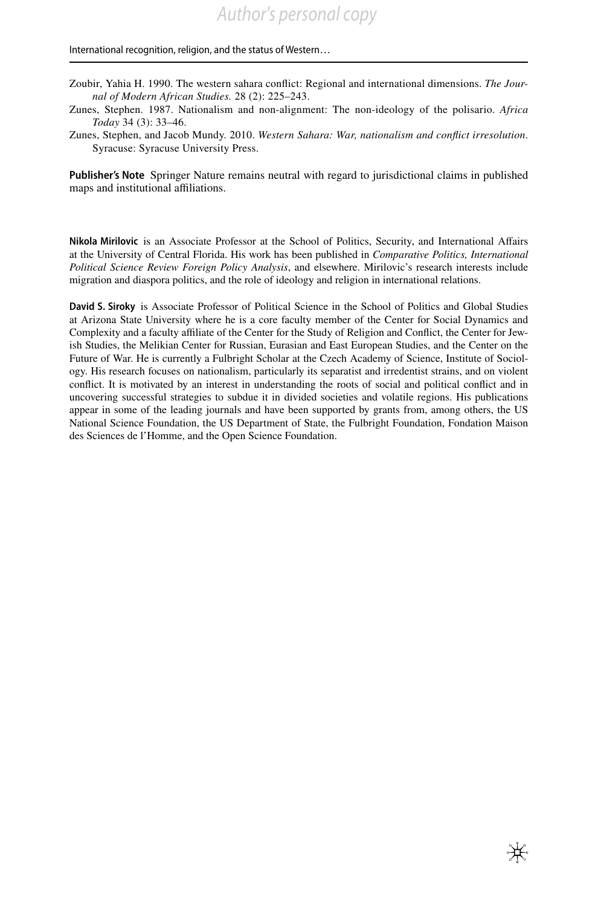Zoubir, Yahia H. 1990. The western sahara conflict: Regional and international dimensions. *The Journal of Modern African Studies.* 28 (2): 225–243.

Zunes, Stephen. 1987. Nationalism and non-alignment: The non-ideology of the polisario. *Africa Today* 34 (3): 33–46.

Zunes, Stephen, and Jacob Mundy. 2010. *Western Sahara: War, nationalism and conflict irresolution*. Syracuse: Syracuse University Press.

**Publisher's Note** Springer Nature remains neutral with regard to jurisdictional claims in published maps and institutional affiliations.

**Nikola Mirilovic** is an Associate Professor at the School of Politics, Security, and International Affairs at the University of Central Florida. His work has been published in *Comparative Politics, International Political Science Review Foreign Policy Analysis*, and elsewhere. Mirilovic's research interests include migration and diaspora politics, and the role of ideology and religion in international relations.

**David S. Siroky** is Associate Professor of Political Science in the School of Politics and Global Studies at Arizona State University where he is a core faculty member of the Center for Social Dynamics and Complexity and a faculty affiliate of the Center for the Study of Religion and Conflict, the Center for Jewish Studies, the Melikian Center for Russian, Eurasian and East European Studies, and the Center on the Future of War. He is currently a Fulbright Scholar at the Czech Academy of Science, Institute of Sociology. His research focuses on nationalism, particularly its separatist and irredentist strains, and on violent conflict. It is motivated by an interest in understanding the roots of social and political conflict and in uncovering successful strategies to subdue it in divided societies and volatile regions. His publications appear in some of the leading journals and have been supported by grants from, among others, the US National Science Foundation, the US Department of State, the Fulbright Foundation, Fondation Maison des Sciences de l'Homme, and the Open Science Foundation.